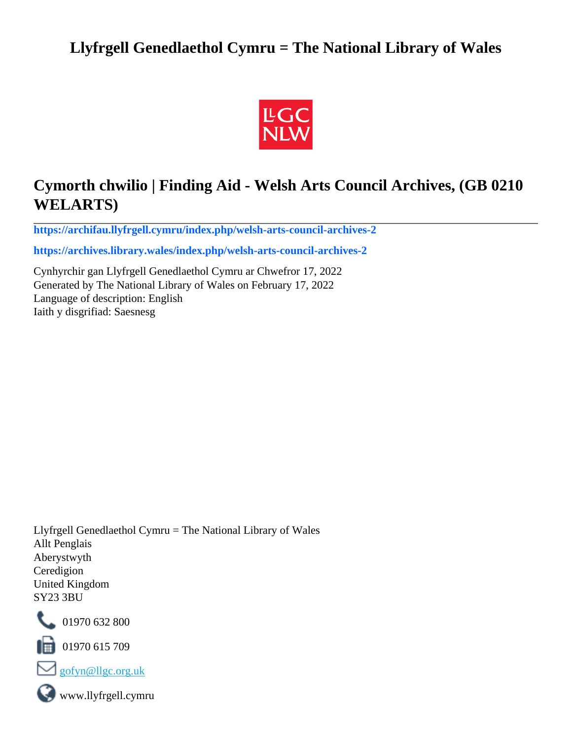# Llyfrgell Genedlaethol Cymru = The National Library of Wales

## Cymorth chwilio | Finding Aid - Welsh Arts Council Archives, (GB 0210 WELARTS)

---

**https://archifau.llyfrgell.cymru/index.php/welsh-arts-council-archives-2**

**https://archives.library.wales/index.php/welsh-arts-council-archives-2**

Cynhyrchir gan Llyfrgell Genedlaethol Cymru ar Chwefror 17, 2022
Generated by The National Library of Wales on February 17, 2022
Language of description: English
Iaith y disgrifiad: Saesnesg

Llyfrgell Genedlaethol Cymru = The National Library of Wales
Allt Penglais
Aberystwyth
Ceredigion
United Kingdom
SY23 3BU

01970 632 800

01970 615 709

gofyn@llgc.org.uk

www.llyfrgell.cymru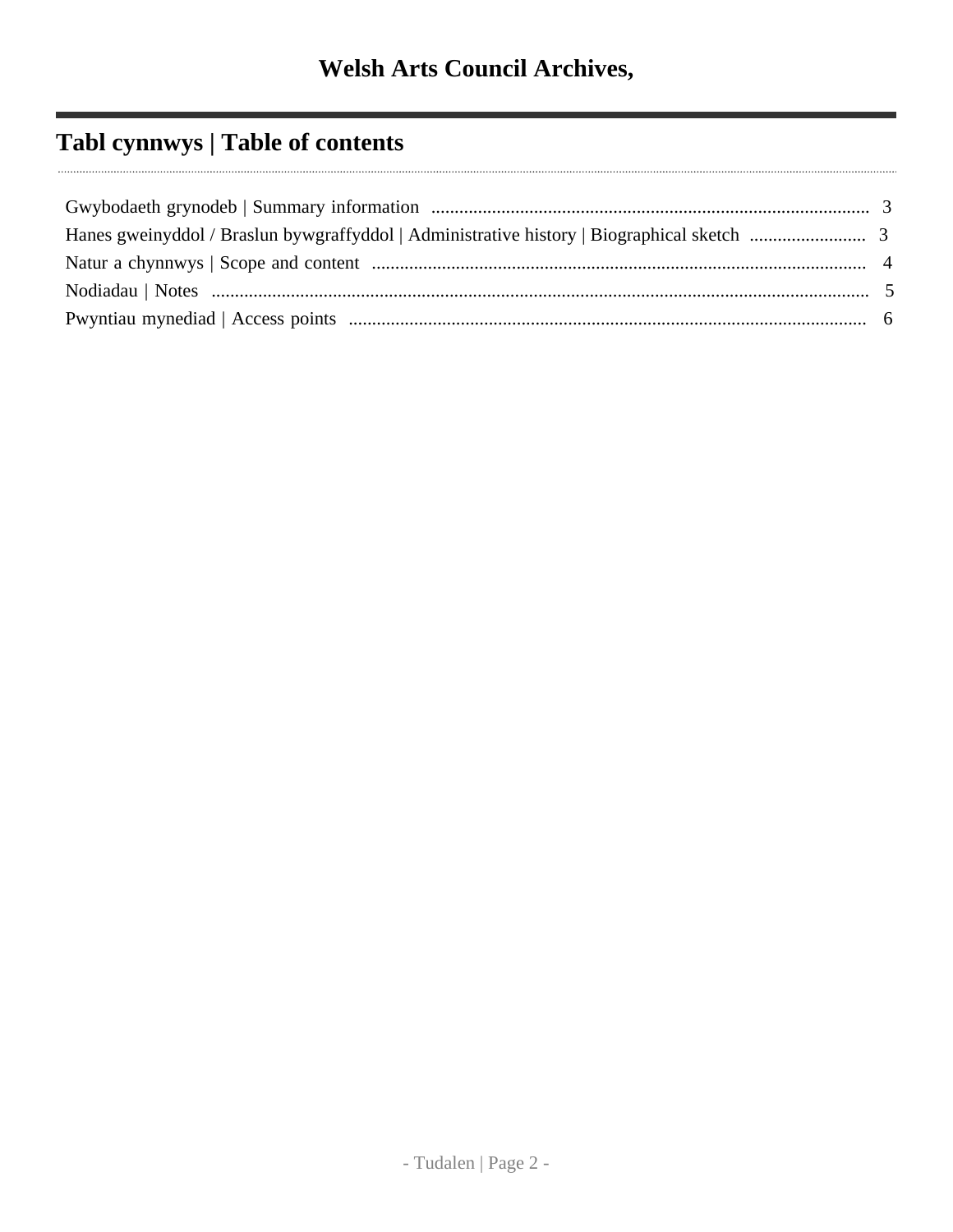# Welsh Arts Council Archives,

## Tabl cynnwys | Table of contents

Gwybodaeth grynodeb | Summary information .......... 3

Hanes gweinyddol / Braslun bywgraffyddol | Administrative history | Biographical sketch .......... 3

Natur a chynnwys | Scope and content .......... 4

Nodiadau | Notes .......... 5

Pwyntiau mynediad | Access points .......... 6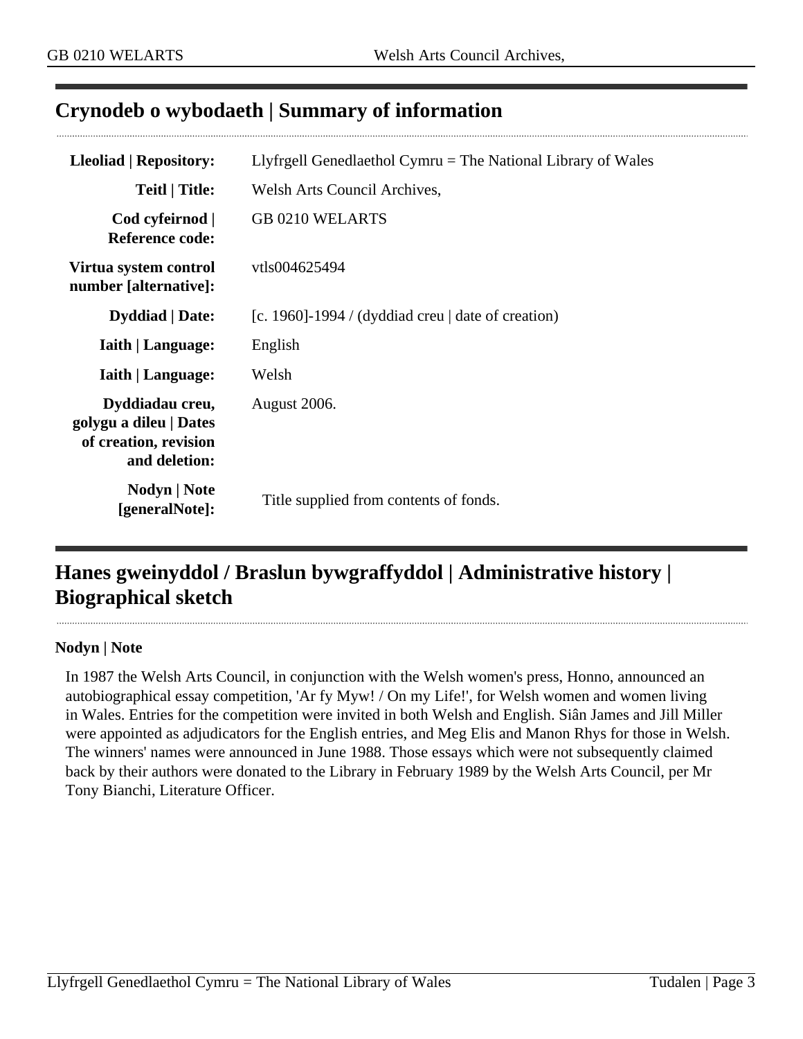## Crynodeb o wybodaeth | Summary of information

| | |
|---|---|
| **Lleoliad \| Repository:** | Llyfrgell Genedlaethol Cymru = The National Library of Wales |
| **Teitl \| Title:** | Welsh Arts Council Archives, |
| **Cod cyfeirnod \| Reference code:** | GB 0210 WELARTS |
| **Virtua system control number [alternative]:** | vtls004625494 |
| **Dyddiad \| Date:** | [c. 1960]-1994 / (dyddiad creu \| date of creation) |
| **Iaith \| Language:** | English |
| **Iaith \| Language:** | Welsh |
| **Dyddiadau creu, golygu a dileu \| Dates of creation, revision and deletion:** | August 2006. |
| **Nodyn \| Note [generalNote]:** | Title supplied from contents of fonds. |

## Hanes gweinyddol / Braslun bywgraffyddol | Administrative history | Biographical sketch

**Nodyn | Note**

In 1987 the Welsh Arts Council, in conjunction with the Welsh women's press, Honno, announced an autobiographical essay competition, 'Ar fy Myw! / On my Life!', for Welsh women and women living in Wales. Entries for the competition were invited in both Welsh and English. Siân James and Jill Miller were appointed as adjudicators for the English entries, and Meg Elis and Manon Rhys for those in Welsh. The winners' names were announced in June 1988. Those essays which were not subsequently claimed back by their authors were donated to the Library in February 1989 by the Welsh Arts Council, per Mr Tony Bianchi, Literature Officer.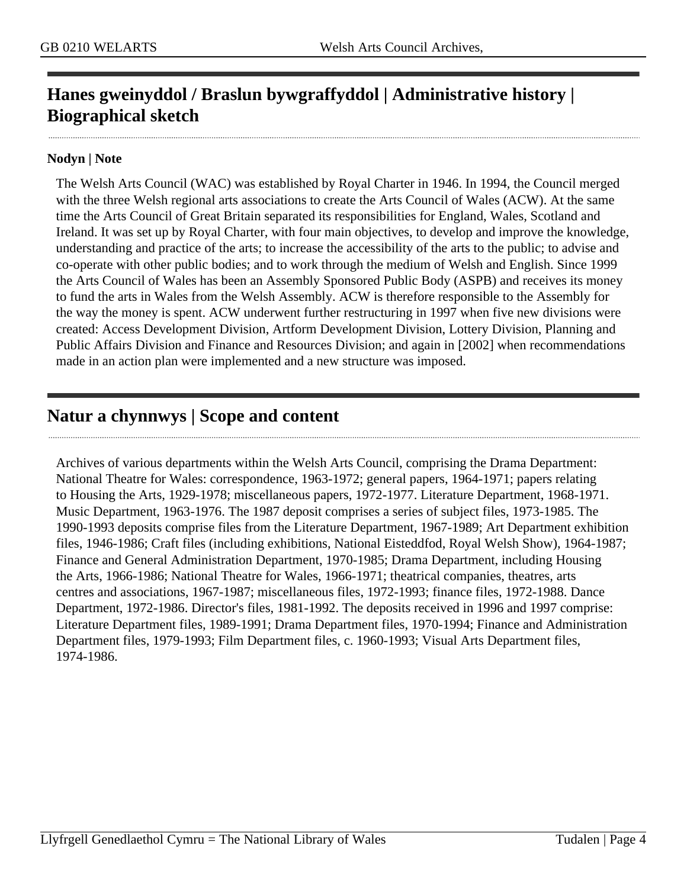## Hanes gweinyddol / Braslun bywgraffyddol | Administrative history | Biographical sketch

### Nodyn | Note

The Welsh Arts Council (WAC) was established by Royal Charter in 1946. In 1994, the Council merged with the three Welsh regional arts associations to create the Arts Council of Wales (ACW). At the same time the Arts Council of Great Britain separated its responsibilities for England, Wales, Scotland and Ireland. It was set up by Royal Charter, with four main objectives, to develop and improve the knowledge, understanding and practice of the arts; to increase the accessibility of the arts to the public; to advise and co-operate with other public bodies; and to work through the medium of Welsh and English. Since 1999 the Arts Council of Wales has been an Assembly Sponsored Public Body (ASPB) and receives its money to fund the arts in Wales from the Welsh Assembly. ACW is therefore responsible to the Assembly for the way the money is spent. ACW underwent further restructuring in 1997 when five new divisions were created: Access Development Division, Artform Development Division, Lottery Division, Planning and Public Affairs Division and Finance and Resources Division; and again in [2002] when recommendations made in an action plan were implemented and a new structure was imposed.

## Natur a chynnwys | Scope and content

Archives of various departments within the Welsh Arts Council, comprising the Drama Department: National Theatre for Wales: correspondence, 1963-1972; general papers, 1964-1971; papers relating to Housing the Arts, 1929-1978; miscellaneous papers, 1972-1977. Literature Department, 1968-1971. Music Department, 1963-1976. The 1987 deposit comprises a series of subject files, 1973-1985. The 1990-1993 deposits comprise files from the Literature Department, 1967-1989; Art Department exhibition files, 1946-1986; Craft files (including exhibitions, National Eisteddfod, Royal Welsh Show), 1964-1987; Finance and General Administration Department, 1970-1985; Drama Department, including Housing the Arts, 1966-1986; National Theatre for Wales, 1966-1971; theatrical companies, theatres, arts centres and associations, 1967-1987; miscellaneous files, 1972-1993; finance files, 1972-1988. Dance Department, 1972-1986. Director's files, 1981-1992. The deposits received in 1996 and 1997 comprise: Literature Department files, 1989-1991; Drama Department files, 1970-1994; Finance and Administration Department files, 1979-1993; Film Department files, c. 1960-1993; Visual Arts Department files, 1974-1986.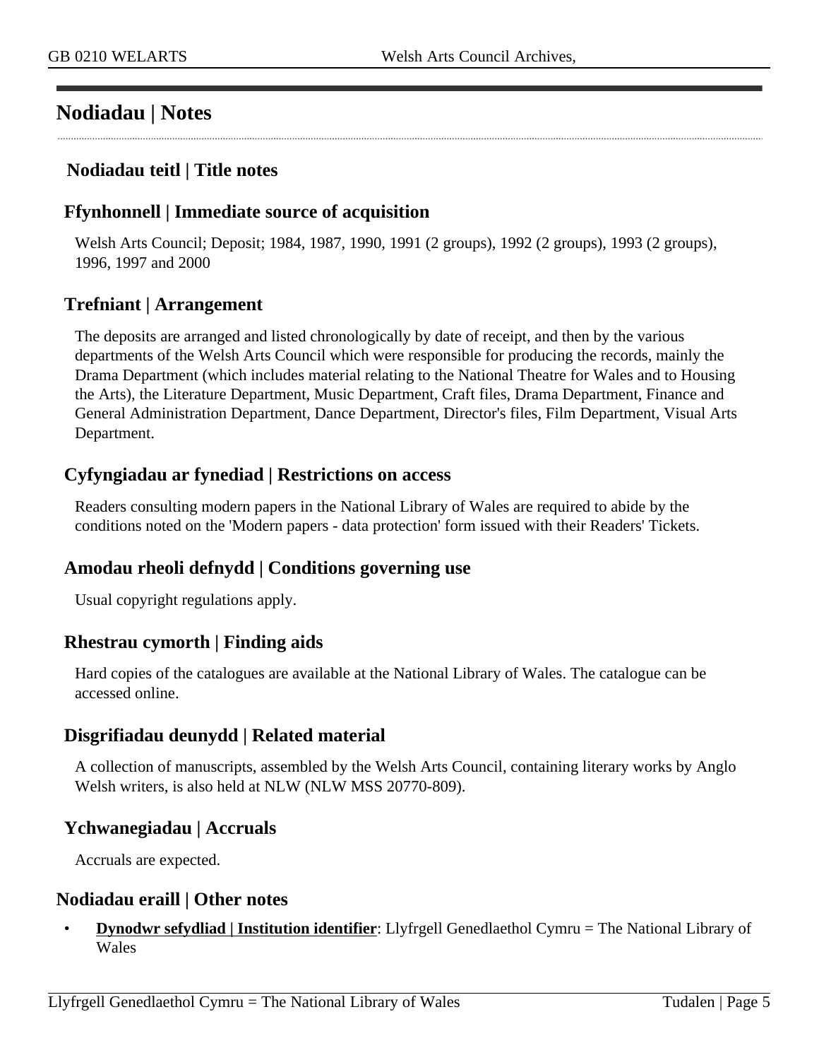## Nodiadau | Notes

### Nodiadau teitl | Title notes

### Ffynhonnell | Immediate source of acquisition

Welsh Arts Council; Deposit; 1984, 1987, 1990, 1991 (2 groups), 1992 (2 groups), 1993 (2 groups), 1996, 1997 and 2000

### Trefniant | Arrangement

The deposits are arranged and listed chronologically by date of receipt, and then by the various departments of the Welsh Arts Council which were responsible for producing the records, mainly the Drama Department (which includes material relating to the National Theatre for Wales and to Housing the Arts), the Literature Department, Music Department, Craft files, Drama Department, Finance and General Administration Department, Dance Department, Director's files, Film Department, Visual Arts Department.

### Cyfyngiadau ar fynediad | Restrictions on access

Readers consulting modern papers in the National Library of Wales are required to abide by the conditions noted on the 'Modern papers - data protection' form issued with their Readers' Tickets.

### Amodau rheoli defnydd | Conditions governing use

Usual copyright regulations apply.

### Rhestrau cymorth | Finding aids

Hard copies of the catalogues are available at the National Library of Wales. The catalogue can be accessed online.

### Disgrifiadau deunydd | Related material

A collection of manuscripts, assembled by the Welsh Arts Council, containing literary works by Anglo Welsh writers, is also held at NLW (NLW MSS 20770-809).

### Ychwanegiadau | Accruals

Accruals are expected.

### Nodiadau eraill | Other notes

- **Dynodwr sefydliad | Institution identifier**: Llyfrgell Genedlaethol Cymru = The National Library of Wales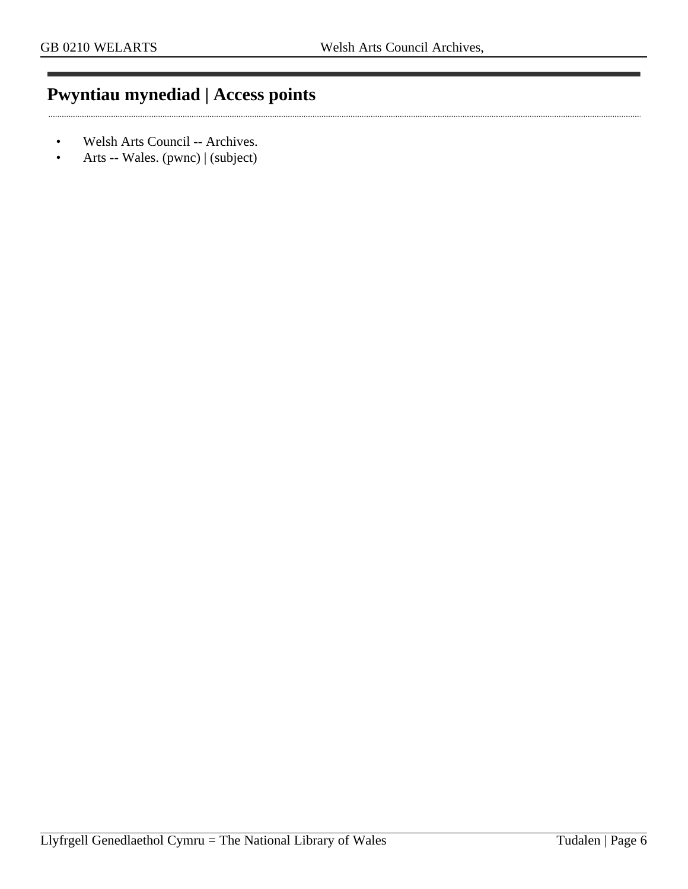## Pwyntiau mynediad | Access points

- Welsh Arts Council -- Archives.
- Arts -- Wales. (pwnc) | (subject)